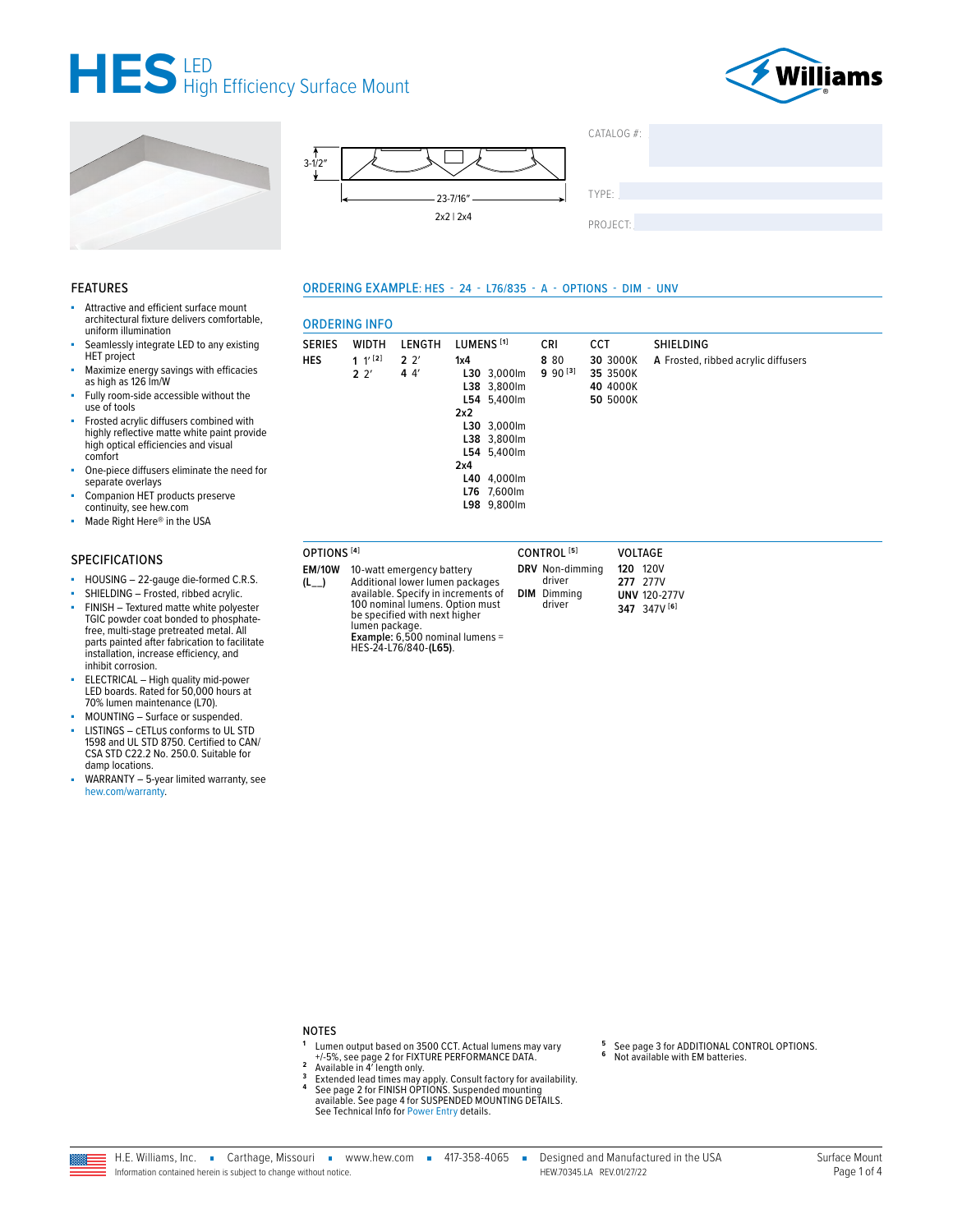# HES LED High Efficiency Surface Mount

3-1/2″

23-7/16″

2x2 | 2x4

CATALOG #:

TYPE:

PROJECT:

## FEATURES

- Attractive and efficient surface mount architectural fixture delivers comfortable, uniform illumination
- Seamlessly integrate LED to any existing HET project
- Maximize energy savings with efficacies as high as 126 lm/W
- Fully room-side accessible without the use of tools
- Frosted acrylic diffusers combined with highly reflective matte white paint provide high optical efficiencies and visual comfort
- One-piece diffusers eliminate the need for separate overlays
- Companion HET products preserve continuity, see hew.com
- Made Right Here® in the USA

## SPECIFICATIONS

- HOUSING – 22-gauge die-formed C.R.S.
- SHIELDING – Frosted, ribbed acrylic.
- FINISH – Textured matte white polyester TGIC powder coat bonded to phosphate-free, multi-stage pretreated metal. All parts painted after fabrication to facilitate installation, increase efficiency, and inhibit corrosion.
- ELECTRICAL – High quality mid-power LED boards. Rated for 50,000 hours at 70% lumen maintenance (L70).
- MOUNTING – Surface or suspended.
- LISTINGS – cETLus conforms to UL STD 1598 and UL STD 8750. Certified to CAN/CSA STD C22.2 No. 250.0. Suitable for damp locations.
- WARRANTY – 5-year limited warranty, see hew.com/warranty.

## ORDERING EXAMPLE: HES - 24 - L76/835 - A - OPTIONS - DIM - UNV

## ORDERING INFO

| SERIES | WIDTH | LENGTH | LUMENS [1] | CRI | CCT | SHIELDING |
|---|---|---|---|---|---|---|
| **HES** | **1** 1′ [2] | **2** 2′ | **1x4** | **8** 80 | **30** 3000K | **A** Frosted, ribbed acrylic diffusers |
| | **2** 2′ | **4** 4′ | **L30** 3,000lm | **9** 90 [3] | **35** 3500K | |
| | | | **L38** 3,800lm | | **40** 4000K | |
| | | | **L54** 5,400lm | | **50** 5000K | |
| | | | **2x2** | | | |
| | | | **L30** 3,000lm | | | |
| | | | **L38** 3,800lm | | | |
| | | | **L54** 5,400lm | | | |
| | | | **2x4** | | | |
| | | | **L40** 4,000lm | | | |
| | | | **L76** 7,600lm | | | |
| | | | **L98** 9,800lm | | | |

| OPTIONS [4] | | CONTROL [5] | VOLTAGE |
|---|---|---|---|
| **EM/10W** | 10-watt emergency battery | **DRV** Non-dimming driver | **120** 120V |
| **(L__)** | Additional lower lumen packages available. Specify in increments of 100 nominal lumens. Option must be specified with next higher lumen package. **Example:** 6,500 nominal lumens = HES-24-L76/840-**(L65)**. | **DIM** Dimming driver | **277** 277V |
| | | | **UNV** 120-277V |
| | | | **347** 347V [6] |

### NOTES

1. Lumen output based on 3500 CCT. Actual lumens may vary +/-5%, see page 2 for FIXTURE PERFORMANCE DATA.
2. Available in 4′ length only.
3. Extended lead times may apply. Consult factory for availability.
4. See page 2 for FINISH OPTIONS. Suspended mounting available. See page 4 for SUSPENDED MOUNTING DETAILS. See Technical Info for Power Entry details.
5. See page 3 for ADDITIONAL CONTROL OPTIONS.
6. Not available with EM batteries.

H.E. Williams, Inc. ▪ Carthage, Missouri ▪ www.hew.com ▪ 417-358-4065 ▪ Designed and Manufactured in the USA

Information contained herein is subject to change without notice. HEW.70345.LA REV.01/27/22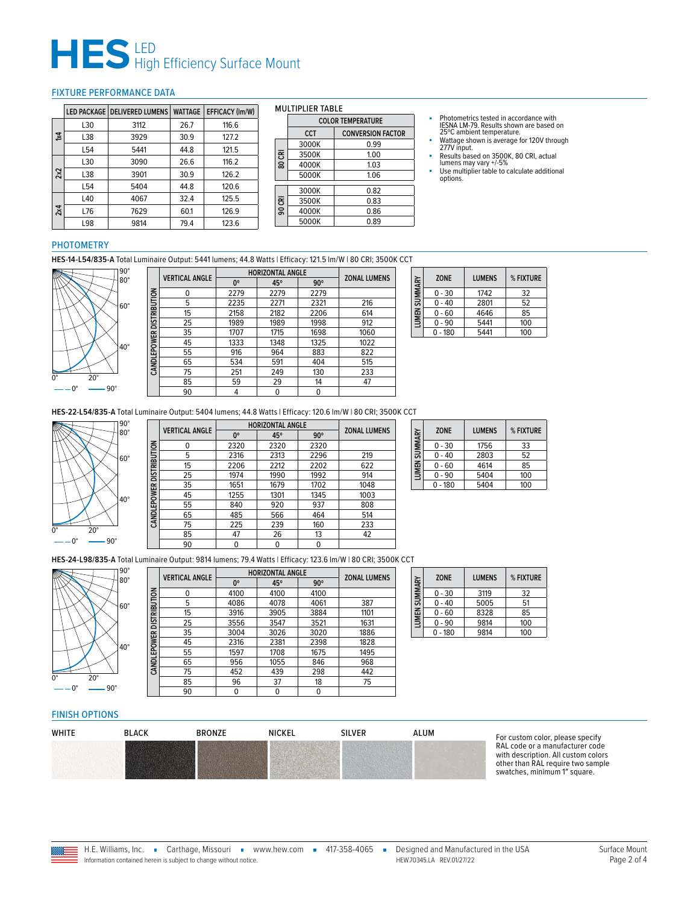# HES LED High Efficiency Surface Mount

## FIXTURE PERFORMANCE DATA

| | LED PACKAGE | DELIVERED LUMENS | WATTAGE | EFFICACY (lm/W) |
|---|---|---|---|---|
| 1x4 | L30 | 3112 | 26.7 | 116.6 |
| | L38 | 3929 | 30.9 | 127.2 |
| | L54 | 5441 | 44.8 | 121.5 |
| 2x2 | L30 | 3090 | 26.6 | 116.2 |
| | L38 | 3901 | 30.9 | 126.2 |
| | L54 | 5404 | 44.8 | 120.6 |
| 2x4 | L40 | 4067 | 32.4 | 125.5 |
| | L76 | 7629 | 60.1 | 126.9 |
| | L98 | 9814 | 79.4 | 123.6 |

### MULTIPLIER TABLE

| | COLOR TEMPERATURE | |
|---|---|---|
| | CCT | CONVERSION FACTOR |
| 80 CRI | 3000K | 0.99 |
| | 3500K | 1.00 |
| | 4000K | 1.03 |
| | 5000K | 1.06 |
| 90 CRI | 3000K | 0.82 |
| | 3500K | 0.83 |
| | 4000K | 0.86 |
| | 5000K | 0.89 |

- Photometrics tested in accordance with IESNA LM-79. Results shown are based on 25ºC ambient temperature.
- Wattage shown is average for 120V through 277V input.
- Results based on 3500K, 80 CRI, actual lumens may vary +/-5%
- Use multiplier table to calculate additional options.

## PHOTOMETRY

**HES-14-L54/835-A** Total Luminaire Output: 5441 lumens; 44.8 Watts | Efficacy: 121.5 lm/W | 80 CRI; 3500K CCT

Candlepower Distribution

| VERTICAL ANGLE | HORIZONTAL ANGLE 0° | 45° | 90° | ZONAL LUMENS |
|---|---|---|---|---|
| 0 | 2279 | 2279 | 2279 | |
| 5 | 2235 | 2271 | 2321 | 216 |
| 15 | 2158 | 2182 | 2206 | 614 |
| 25 | 1989 | 1989 | 1998 | 912 |
| 35 | 1707 | 1715 | 1698 | 1060 |
| 45 | 1333 | 1348 | 1325 | 1022 |
| 55 | 916 | 964 | 883 | 822 |
| 65 | 534 | 591 | 404 | 515 |
| 75 | 251 | 249 | 130 | 233 |
| 85 | 59 | 29 | 14 | 47 |
| 90 | 4 | 0 | 0 | |

Lumen Summary

| ZONE | LUMENS | % FIXTURE |
|---|---|---|
| 0 - 30 | 1742 | 32 |
| 0 - 40 | 2801 | 52 |
| 0 - 60 | 4646 | 85 |
| 0 - 90 | 5441 | 100 |
| 0 - 180 | 5441 | 100 |

**HES-22-L54/835-A** Total Luminaire Output: 5404 lumens; 44.8 Watts | Efficacy: 120.6 lm/W | 80 CRI; 3500K CCT

Candlepower Distribution

| VERTICAL ANGLE | HORIZONTAL ANGLE 0° | 45° | 90° | ZONAL LUMENS |
|---|---|---|---|---|
| 0 | 2320 | 2320 | 2320 | |
| 5 | 2316 | 2313 | 2296 | 219 |
| 15 | 2206 | 2212 | 2202 | 622 |
| 25 | 1974 | 1990 | 1992 | 914 |
| 35 | 1651 | 1679 | 1702 | 1048 |
| 45 | 1255 | 1301 | 1345 | 1003 |
| 55 | 840 | 920 | 937 | 808 |
| 65 | 485 | 566 | 464 | 514 |
| 75 | 225 | 239 | 160 | 233 |
| 85 | 47 | 26 | 13 | 42 |
| 90 | 0 | 0 | 0 | |

Lumen Summary

| ZONE | LUMENS | % FIXTURE |
|---|---|---|
| 0 - 30 | 1756 | 33 |
| 0 - 40 | 2803 | 52 |
| 0 - 60 | 4614 | 85 |
| 0 - 90 | 5404 | 100 |
| 0 - 180 | 5404 | 100 |

**HES-24-L98/835-A** Total Luminaire Output: 9814 lumens; 79.4 Watts | Efficacy: 123.6 lm/W | 80 CRI; 3500K CCT

Candlepower Distribution

| VERTICAL ANGLE | HORIZONTAL ANGLE 0° | 45° | 90° | ZONAL LUMENS |
|---|---|---|---|---|
| 0 | 4100 | 4100 | 4100 | |
| 5 | 4086 | 4078 | 4061 | 387 |
| 15 | 3916 | 3905 | 3884 | 1101 |
| 25 | 3556 | 3547 | 3521 | 1631 |
| 35 | 3004 | 3026 | 3020 | 1886 |
| 45 | 2316 | 2381 | 2398 | 1828 |
| 55 | 1597 | 1708 | 1675 | 1495 |
| 65 | 956 | 1055 | 846 | 968 |
| 75 | 452 | 439 | 298 | 442 |
| 85 | 96 | 37 | 18 | 75 |
| 90 | 0 | 0 | 0 | |

Lumen Summary

| ZONE | LUMENS | % FIXTURE |
|---|---|---|
| 0 - 30 | 3119 | 32 |
| 0 - 40 | 5005 | 51 |
| 0 - 60 | 8328 | 85 |
| 0 - 90 | 9814 | 100 |
| 0 - 180 | 9814 | 100 |

## FINISH OPTIONS

WHITE | BLACK | BRONZE | NICKEL | SILVER | ALUM

For custom color, please specify RAL code or a manufacturer code with description. All custom colors other than RAL require two sample swatches, minimum 1" square.

H.E. Williams, Inc. ▪ Carthage, Missouri ▪ www.hew.com ▪ 417-358-4065 ▪ Designed and Manufactured in the USA

Information contained herein is subject to change without notice. HEW.70345.LA REV.01/27/22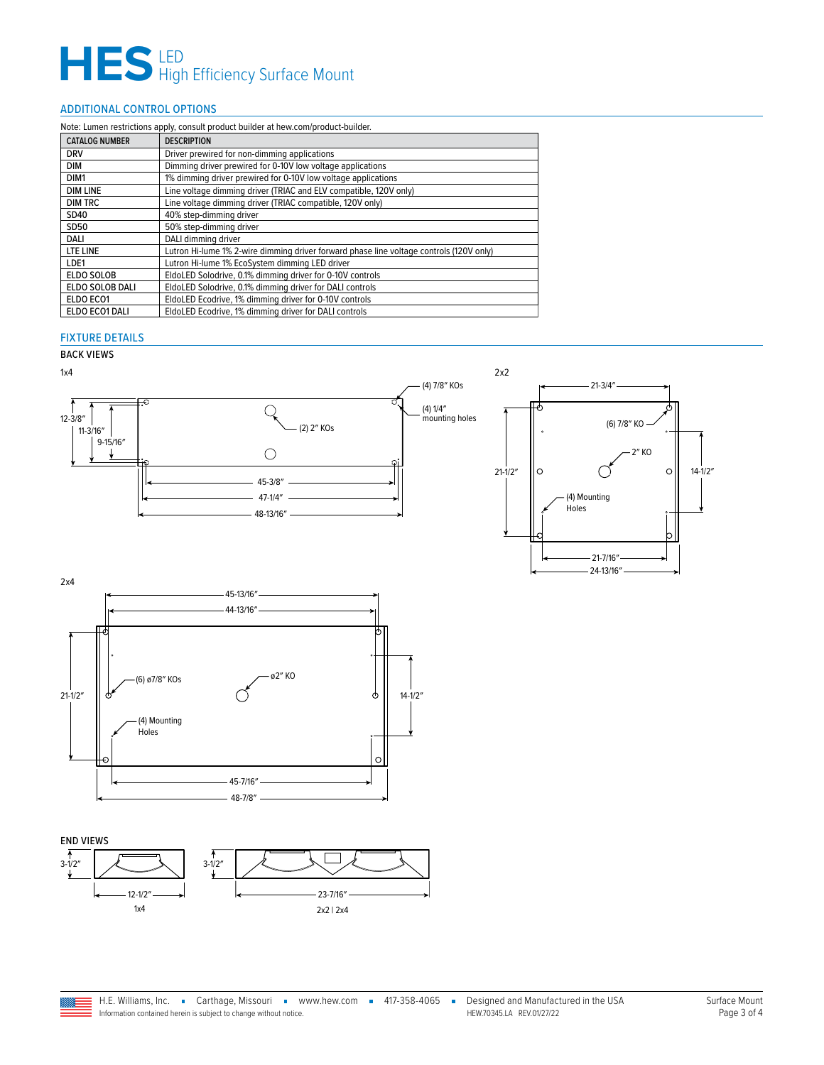# HES LED High Efficiency Surface Mount

## ADDITIONAL CONTROL OPTIONS

Note: Lumen restrictions apply, consult product builder at hew.com/product-builder.

| CATALOG NUMBER | DESCRIPTION |
|---|---|
| DRV | Driver prewired for non-dimming applications |
| DIM | Dimming driver prewired for 0-10V low voltage applications |
| DIM1 | 1% dimming driver prewired for 0-10V low voltage applications |
| DIM LINE | Line voltage dimming driver (TRIAC and ELV compatible, 120V only) |
| DIM TRC | Line voltage dimming driver (TRIAC compatible, 120V only) |
| SD40 | 40% step-dimming driver |
| SD50 | 50% step-dimming driver |
| DALI | DALI dimming driver |
| LTE LINE | Lutron Hi-lume 1% 2-wire dimming driver forward phase line voltage controls (120V only) |
| LDE1 | Lutron Hi-lume 1% EcoSystem dimming LED driver |
| ELDO SOLOB | EldoLED Solodrive, 0.1% dimming driver for 0-10V controls |
| ELDO SOLOB DALI | EldoLED Solodrive, 0.1% dimming driver for DALI controls |
| ELDO ECO1 | EldoLED Ecodrive, 1% dimming driver for 0-10V controls |
| ELDO ECO1 DALI | EldoLED Ecodrive, 1% dimming driver for DALI controls |

## FIXTURE DETAILS

### BACK VIEWS

1x4

- 12-3/8″, 11-3/16″, 9-15/16″
- (4) 7/8″ KOs
- (4) 1/4″ mounting holes
- (2) 2″ KOs
- 45-3/8″, 47-1/4″, 48-13/16″

2x2

- 21-3/4″
- (6) 7/8″ KO
- 2″ KO
- (4) Mounting Holes
- 21-1/2″, 14-1/2″
- 21-7/16″, 24-13/16″

2x4

- 45-13/16″, 44-13/16″
- (6) ø7/8″ KOs
- ø2″ KO
- (4) Mounting Holes
- 21-1/2″, 14-1/2″
- 45-7/16″, 48-7/8″

### END VIEWS

1x4: 3-1/2″, 12-1/2″

2x2 | 2x4: 3-1/2″, 23-7/16″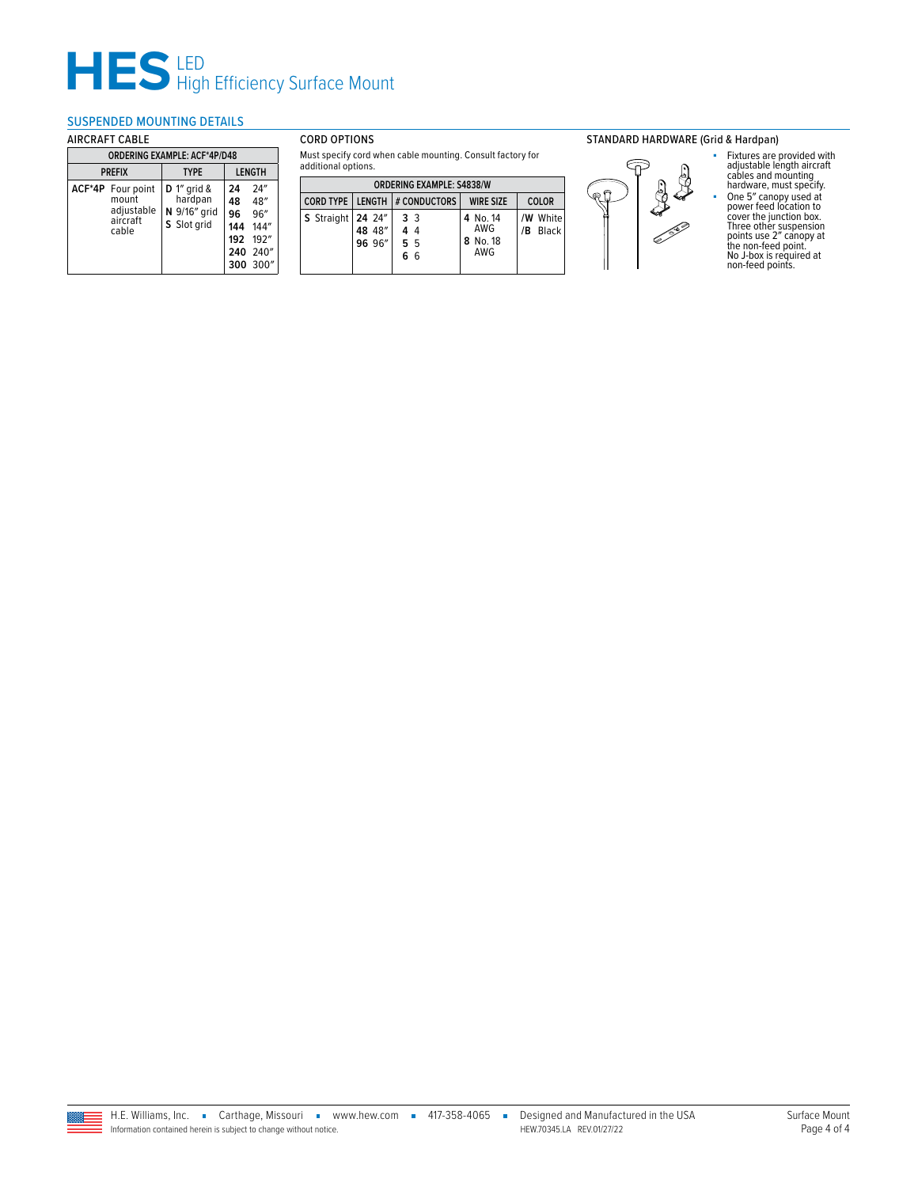# HES LED High Efficiency Surface Mount

## SUSPENDED MOUNTING DETAILS

### AIRCRAFT CABLE

| ORDERING EXAMPLE: ACF*4P/D48 | | |
|---|---|---|
| PREFIX | TYPE | LENGTH |
| **ACF*4P** Four point mount adjustable aircraft cable | **D** 1″ grid & hardpan<br>**N** 9/16″ grid<br>**S** Slot grid | **24** 24″<br>**48** 48″<br>**96** 96″<br>**144** 144″<br>**192** 192″<br>**240** 240″<br>**300** 300″ |

### CORD OPTIONS

Must specify cord when cable mounting. Consult factory for additional options.

| ORDERING EXAMPLE: S4838/W | | | | |
|---|---|---|---|---|
| CORD TYPE | LENGTH | # CONDUCTORS | WIRE SIZE | COLOR |
| **S** Straight | **24** 24″<br>**48** 48″<br>**96** 96″ | **3** 3<br>**4** 4<br>**5** 5<br>**6** 6 | **4** No. 14 AWG<br>**8** No. 18 AWG | **/W** White<br>**/B** Black |

### STANDARD HARDWARE (Grid & Hardpan)

- Fixtures are provided with adjustable length aircraft cables and mounting hardware, must specify.
- One 5″ canopy used at power feed location to cover the junction box. Three other suspension points use 2″ canopy at the non-feed point. No J-box is required at non-feed points.

H.E. Williams, Inc. • Carthage, Missouri • www.hew.com • 417-358-4065 • Designed and Manufactured in the USA
Information contained herein is subject to change without notice. HEW.70345.LA REV.01/27/22